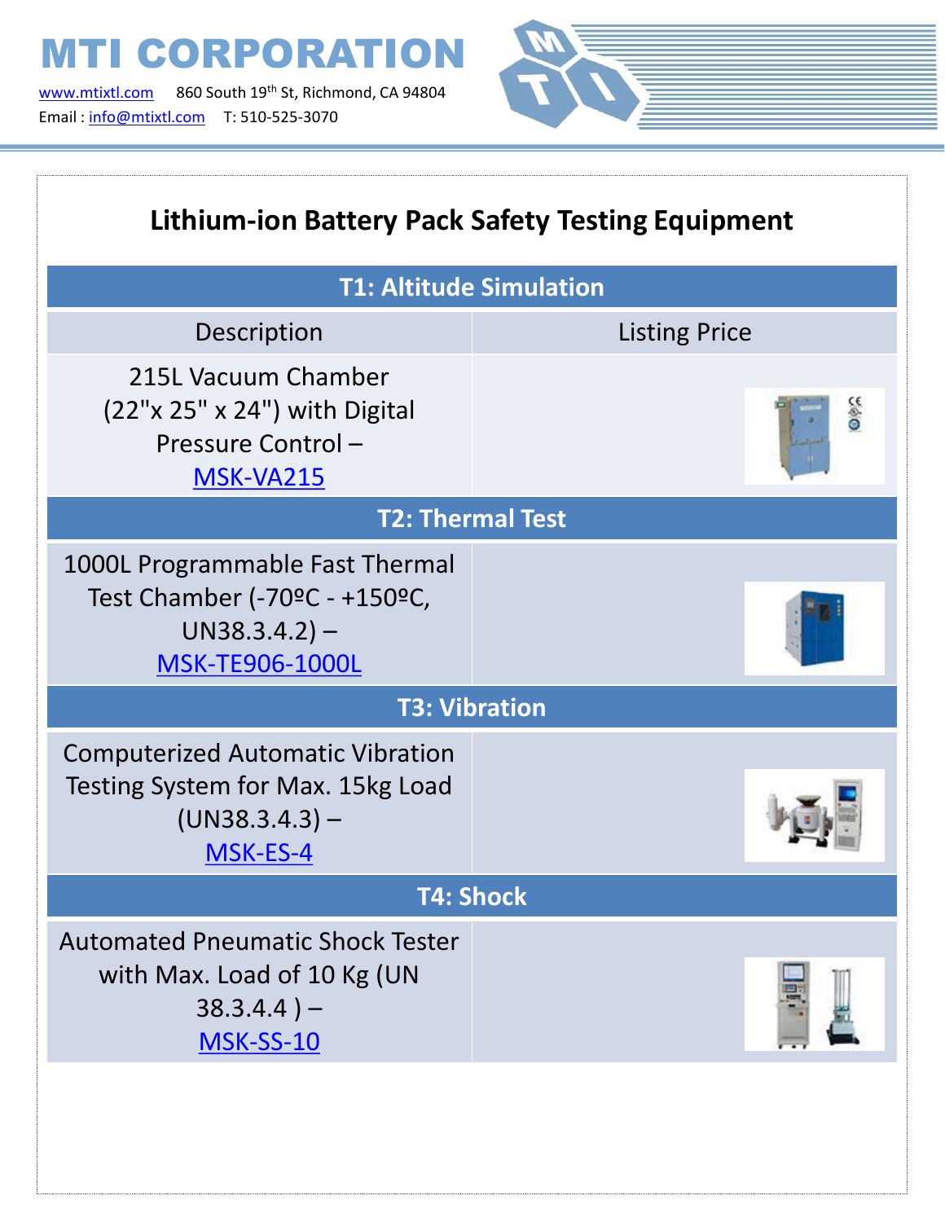# MTI CORPORATION

www.mtixtl.com 860 South 19th St, Richmond, CA 94804
Email : info@mtixtl.com T: 510-525-3070

## Lithium-ion Battery Pack Safety Testing Equipment

| Description | Listing Price |
|---|---|
| **T1: Altitude Simulation** | |
| 215L Vacuum Chamber (22"x 25" x 24") with Digital Pressure Control – MSK-VA215 | |
| **T2: Thermal Test** | |
| 1000L Programmable Fast Thermal Test Chamber (-70ºC - +150ºC, UN38.3.4.2) – MSK-TE906-1000L | |
| **T3: Vibration** | |
| Computerized Automatic Vibration Testing System for Max. 15kg Load (UN38.3.4.3) – MSK-ES-4 | |
| **T4: Shock** | |
| Automated Pneumatic Shock Tester with Max. Load of 10 Kg (UN 38.3.4.4 ) – MSK-SS-10 | |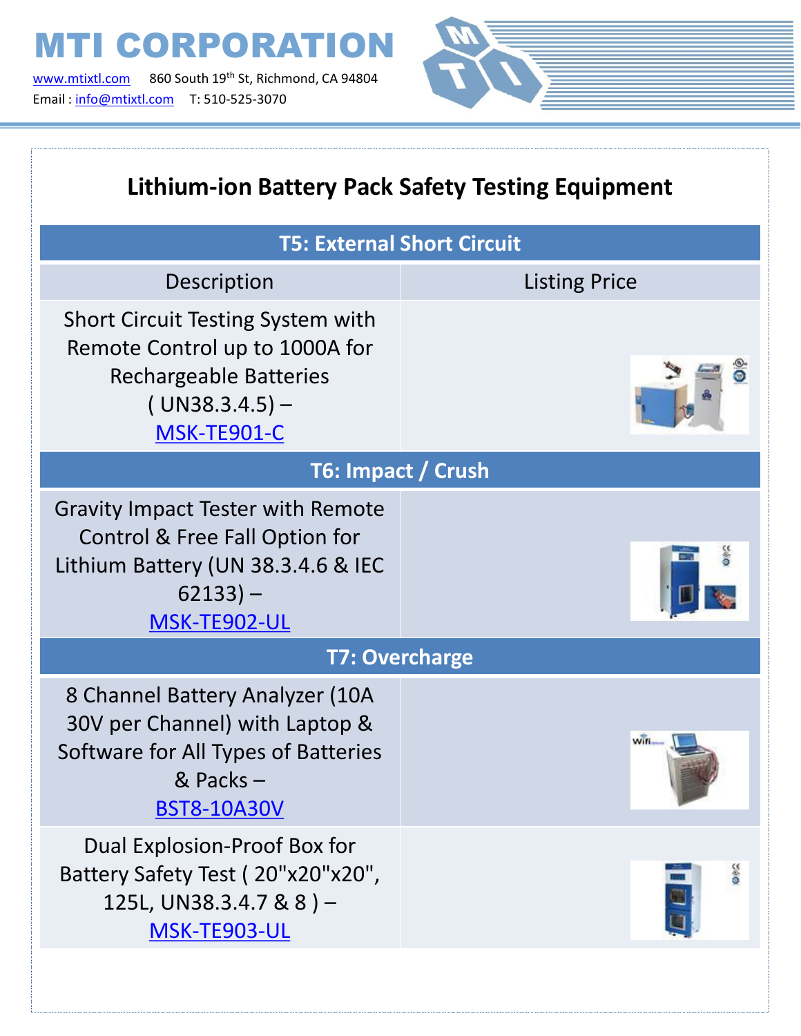# MTI CORPORATION

www.mtixtl.com 860 South 19th St, Richmond, CA 94804
Email : info@mtixtl.com T: 510-525-3070

## Lithium-ion Battery Pack Safety Testing Equipment

| Description | Listing Price |
|---|---|
| **T5: External Short Circuit** | |
| Short Circuit Testing System with Remote Control up to 1000A for Rechargeable Batteries ( UN38.3.4.5) – MSK-TE901-C | |
| **T6: Impact / Crush** | |
| Gravity Impact Tester with Remote Control & Free Fall Option for Lithium Battery (UN 38.3.4.6 & IEC 62133) – MSK-TE902-UL | |
| **T7: Overcharge** | |
| 8 Channel Battery Analyzer (10A 30V per Channel) with Laptop & Software for All Types of Batteries & Packs – BST8-10A30V | |
| Dual Explosion-Proof Box for Battery Safety Test ( 20"x20"x20", 125L, UN38.3.4.7 & 8 ) – MSK-TE903-UL | |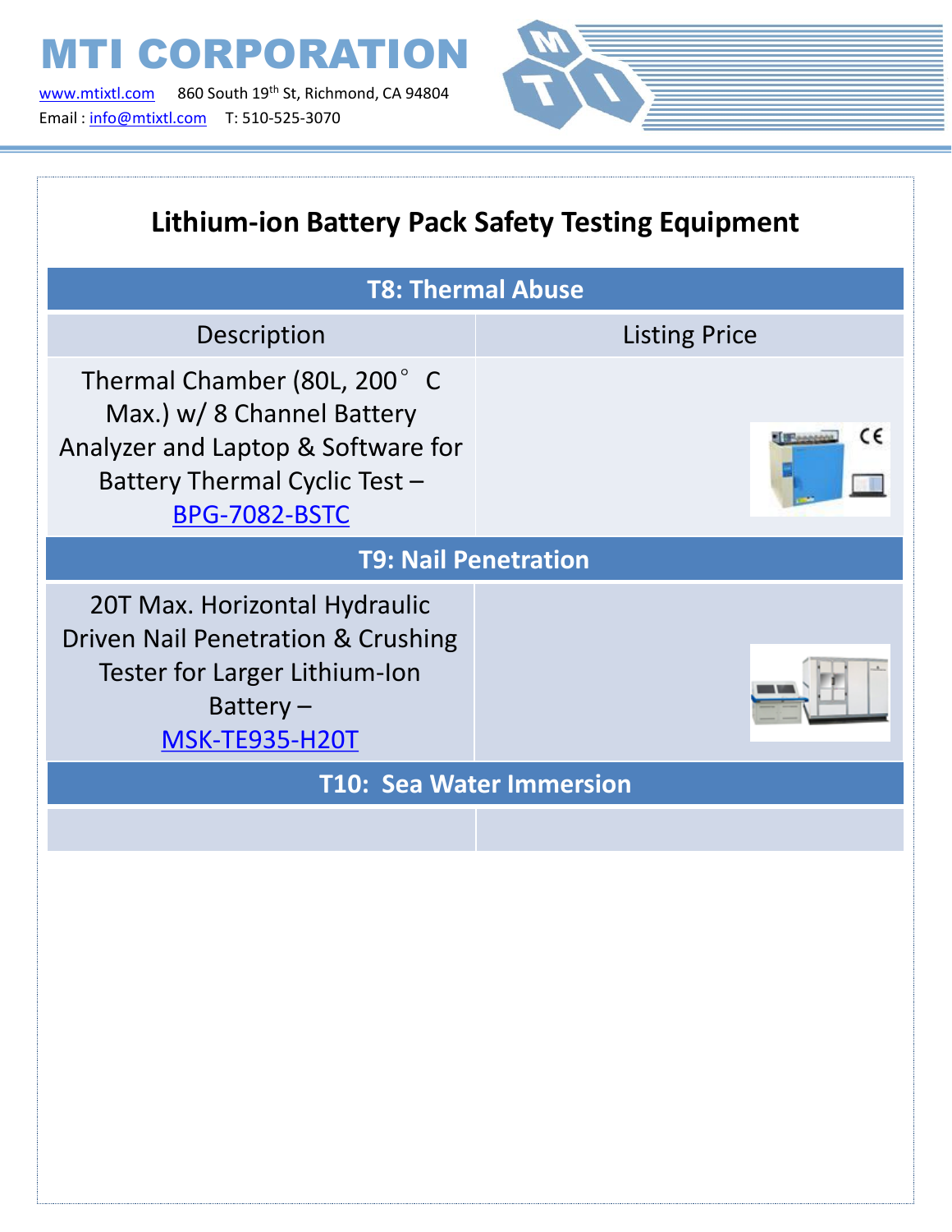# Lithium-ion Battery Pack Safety Testing Equipment

| T8: Thermal Abuse | |
|---|---|
| Description | Listing Price |
| Thermal Chamber (80L, 200° C Max.) w/ 8 Channel Battery Analyzer and Laptop & Software for Battery Thermal Cyclic Test – BPG-7082-BSTC | |
| **T9: Nail Penetration** | |
| 20T Max. Horizontal Hydraulic Driven Nail Penetration & Crushing Tester for Larger Lithium-Ion Battery – MSK-TE935-H20T | |
| **T10: Sea Water Immersion** | |
| | |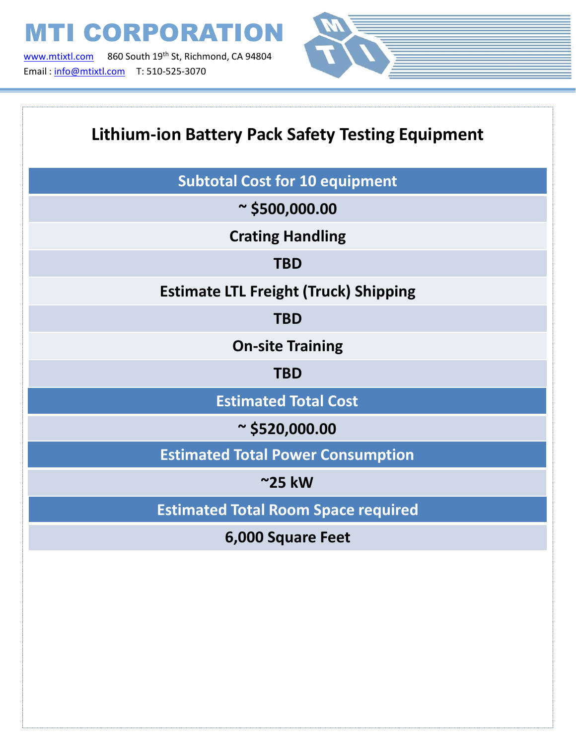# MTI CORPORATION

www.mtixtl.com 860 South 19th St, Richmond, CA 94804
Email : info@mtixtl.com T: 510-525-3070

## Lithium-ion Battery Pack Safety Testing Equipment

| Subtotal Cost for 10 equipment |
|---|
| ~ $500,000.00 |
| Crating Handling |
| TBD |
| Estimate LTL Freight (Truck) Shipping |
| TBD |
| On-site Training |
| TBD |
| **Estimated Total Cost** |
| ~ $520,000.00 |
| **Estimated Total Power Consumption** |
| ~25 kW |
| **Estimated Total Room Space required** |
| 6,000 Square Feet |